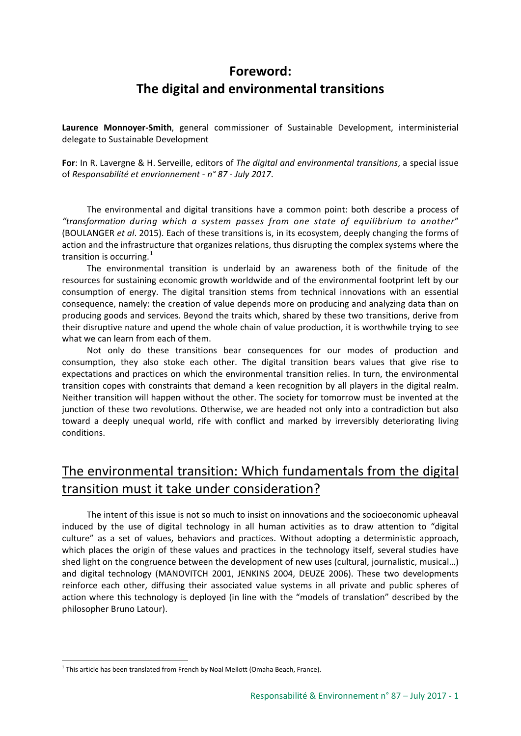# Foreword:
# The digital and environmental transitions

**Laurence Monnoyer-Smith**, general commissioner of Sustainable Development, interministerial delegate to Sustainable Development

**For**: In R. Lavergne & H. Serveille, editors of *The digital and environmental transitions*, a special issue of *Responsabilité et envrionnement - n° 87 - July 2017*.

The environmental and digital transitions have a common point: both describe a process of *"transformation during which a system passes from one state of equilibrium to another*" (BOULANGER *et al*. 2015). Each of these transitions is, in its ecosystem, deeply changing the forms of action and the infrastructure that organizes relations, thus disrupting the complex systems where the transition is occurring.[1]

The environmental transition is underlaid by an awareness both of the finitude of the resources for sustaining economic growth worldwide and of the environmental footprint left by our consumption of energy. The digital transition stems from technical innovations with an essential consequence, namely: the creation of value depends more on producing and analyzing data than on producing goods and services. Beyond the traits which, shared by these two transitions, derive from their disruptive nature and upend the whole chain of value production, it is worthwhile trying to see what we can learn from each of them.

Not only do these transitions bear consequences for our modes of production and consumption, they also stoke each other. The digital transition bears values that give rise to expectations and practices on which the environmental transition relies. In turn, the environmental transition copes with constraints that demand a keen recognition by all players in the digital realm. Neither transition will happen without the other. The society for tomorrow must be invented at the junction of these two revolutions. Otherwise, we are headed not only into a contradiction but also toward a deeply unequal world, rife with conflict and marked by irreversibly deteriorating living conditions.

## The environmental transition: Which fundamentals from the digital transition must it take under consideration?

The intent of this issue is not so much to insist on innovations and the socioeconomic upheaval induced by the use of digital technology in all human activities as to draw attention to "digital culture" as a set of values, behaviors and practices. Without adopting a deterministic approach, which places the origin of these values and practices in the technology itself, several studies have shed light on the congruence between the development of new uses (cultural, journalistic, musical…) and digital technology (MANOVITCH 2001, JENKINS 2004, DEUZE 2006). These two developments reinforce each other, diffusing their associated value systems in all private and public spheres of action where this technology is deployed (in line with the "models of translation" described by the philosopher Bruno Latour).

[1] This article has been translated from French by Noal Mellott (Omaha Beach, France).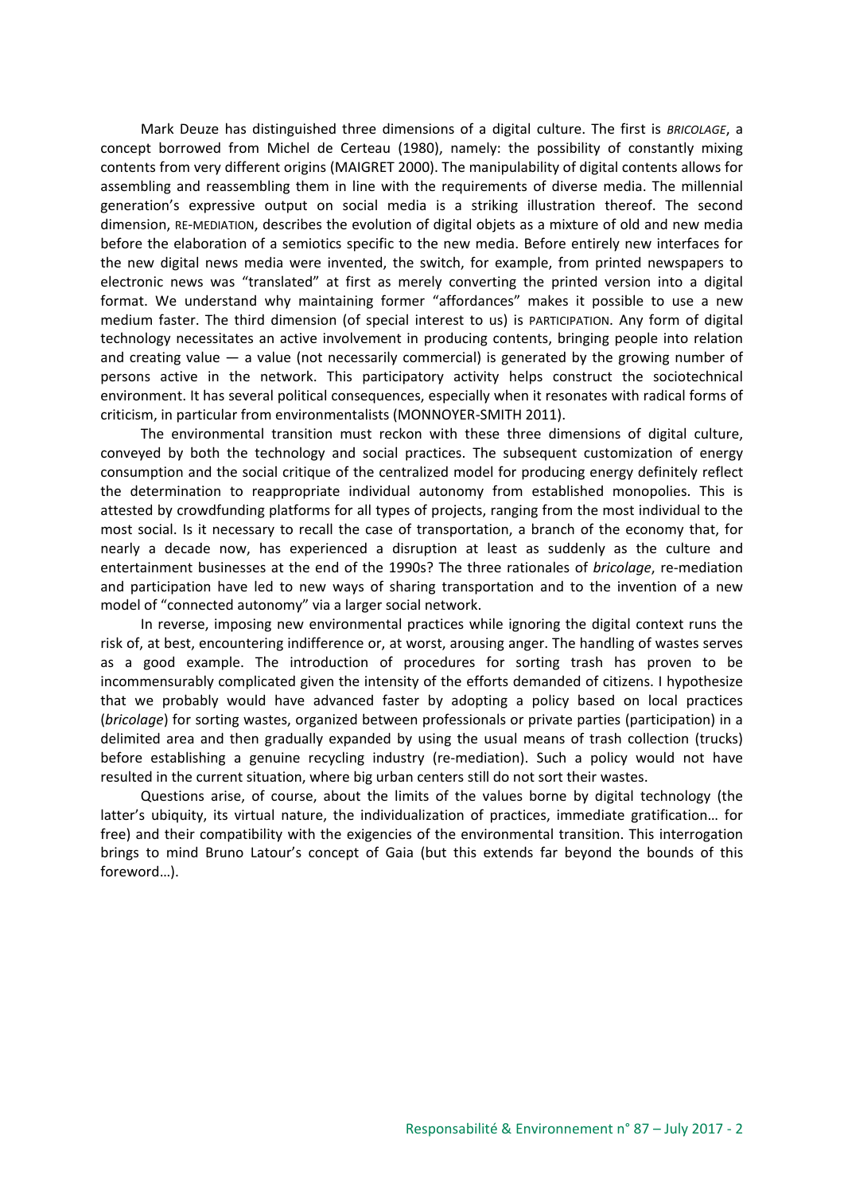Mark Deuze has distinguished three dimensions of a digital culture. The first is *BRICOLAGE*, a concept borrowed from Michel de Certeau (1980), namely: the possibility of constantly mixing contents from very different origins (MAIGRET 2000). The manipulability of digital contents allows for assembling and reassembling them in line with the requirements of diverse media. The millennial generation's expressive output on social media is a striking illustration thereof. The second dimension, RE-MEDIATION, describes the evolution of digital objets as a mixture of old and new media before the elaboration of a semiotics specific to the new media. Before entirely new interfaces for the new digital news media were invented, the switch, for example, from printed newspapers to electronic news was "translated" at first as merely converting the printed version into a digital format. We understand why maintaining former "affordances" makes it possible to use a new medium faster. The third dimension (of special interest to us) is PARTICIPATION. Any form of digital technology necessitates an active involvement in producing contents, bringing people into relation and creating value — a value (not necessarily commercial) is generated by the growing number of persons active in the network. This participatory activity helps construct the sociotechnical environment. It has several political consequences, especially when it resonates with radical forms of criticism, in particular from environmentalists (MONNOYER-SMITH 2011).

The environmental transition must reckon with these three dimensions of digital culture, conveyed by both the technology and social practices. The subsequent customization of energy consumption and the social critique of the centralized model for producing energy definitely reflect the determination to reappropriate individual autonomy from established monopolies. This is attested by crowdfunding platforms for all types of projects, ranging from the most individual to the most social. Is it necessary to recall the case of transportation, a branch of the economy that, for nearly a decade now, has experienced a disruption at least as suddenly as the culture and entertainment businesses at the end of the 1990s? The three rationales of *bricolage*, re-mediation and participation have led to new ways of sharing transportation and to the invention of a new model of "connected autonomy" via a larger social network.

In reverse, imposing new environmental practices while ignoring the digital context runs the risk of, at best, encountering indifference or, at worst, arousing anger. The handling of wastes serves as a good example. The introduction of procedures for sorting trash has proven to be incommensurably complicated given the intensity of the efforts demanded of citizens. I hypothesize that we probably would have advanced faster by adopting a policy based on local practices (*bricolage*) for sorting wastes, organized between professionals or private parties (participation) in a delimited area and then gradually expanded by using the usual means of trash collection (trucks) before establishing a genuine recycling industry (re-mediation). Such a policy would not have resulted in the current situation, where big urban centers still do not sort their wastes.

Questions arise, of course, about the limits of the values borne by digital technology (the latter's ubiquity, its virtual nature, the individualization of practices, immediate gratification… for free) and their compatibility with the exigencies of the environmental transition. This interrogation brings to mind Bruno Latour's concept of Gaia (but this extends far beyond the bounds of this foreword…).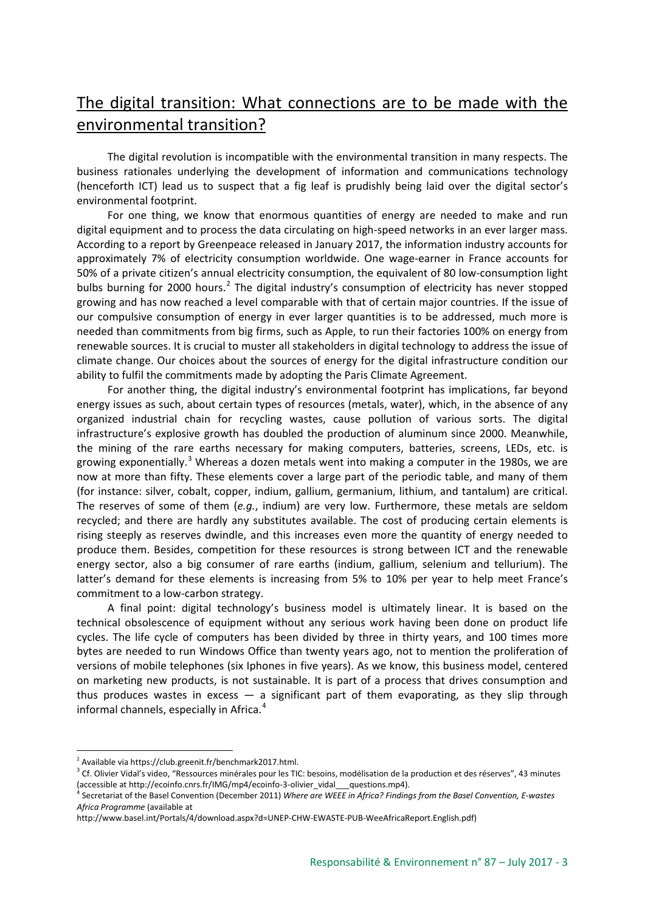## The digital transition: What connections are to be made with the environmental transition?

The digital revolution is incompatible with the environmental transition in many respects. The business rationales underlying the development of information and communications technology (henceforth ICT) lead us to suspect that a fig leaf is prudishly being laid over the digital sector's environmental footprint.

For one thing, we know that enormous quantities of energy are needed to make and run digital equipment and to process the data circulating on high-speed networks in an ever larger mass. According to a report by Greenpeace released in January 2017, the information industry accounts for approximately 7% of electricity consumption worldwide. One wage-earner in France accounts for 50% of a private citizen's annual electricity consumption, the equivalent of 80 low-consumption light bulbs burning for 2000 hours.[2] The digital industry's consumption of electricity has never stopped growing and has now reached a level comparable with that of certain major countries. If the issue of our compulsive consumption of energy in ever larger quantities is to be addressed, much more is needed than commitments from big firms, such as Apple, to run their factories 100% on energy from renewable sources. It is crucial to muster all stakeholders in digital technology to address the issue of climate change. Our choices about the sources of energy for the digital infrastructure condition our ability to fulfil the commitments made by adopting the Paris Climate Agreement.

For another thing, the digital industry's environmental footprint has implications, far beyond energy issues as such, about certain types of resources (metals, water), which, in the absence of any organized industrial chain for recycling wastes, cause pollution of various sorts. The digital infrastructure's explosive growth has doubled the production of aluminum since 2000. Meanwhile, the mining of the rare earths necessary for making computers, batteries, screens, LEDs, etc. is growing exponentially.[3] Whereas a dozen metals went into making a computer in the 1980s, we are now at more than fifty. These elements cover a large part of the periodic table, and many of them (for instance: silver, cobalt, copper, indium, gallium, germanium, lithium, and tantalum) are critical. The reserves of some of them (*e.g.*, indium) are very low. Furthermore, these metals are seldom recycled; and there are hardly any substitutes available. The cost of producing certain elements is rising steeply as reserves dwindle, and this increases even more the quantity of energy needed to produce them. Besides, competition for these resources is strong between ICT and the renewable energy sector, also a big consumer of rare earths (indium, gallium, selenium and tellurium). The latter's demand for these elements is increasing from 5% to 10% per year to help meet France's commitment to a low-carbon strategy.

A final point: digital technology's business model is ultimately linear. It is based on the technical obsolescence of equipment without any serious work having been done on product life cycles. The life cycle of computers has been divided by three in thirty years, and 100 times more bytes are needed to run Windows Office than twenty years ago, not to mention the proliferation of versions of mobile telephones (six Iphones in five years). As we know, this business model, centered on marketing new products, is not sustainable. It is part of a process that drives consumption and thus produces wastes in excess — a significant part of them evaporating, as they slip through informal channels, especially in Africa.[4]

---

[2] Available via https://club.greenit.fr/benchmark2017.html.

[3] Cf. Olivier Vidal's video, "Ressources minérales pour les TIC: besoins, modélisation de la production et des réserves", 43 minutes (accessible at http://ecoinfo.cnrs.fr/IMG/mp4/ecoinfo-3-olivier_vidal___questions.mp4).

[4] Secretariat of the Basel Convention (December 2011) *Where are WEEE in Africa? Findings from the Basel Convention, E-wastes Africa Programme* (available at http://www.basel.int/Portals/4/download.aspx?d=UNEP-CHW-EWASTE-PUB-WeeAfricaReport.English.pdf)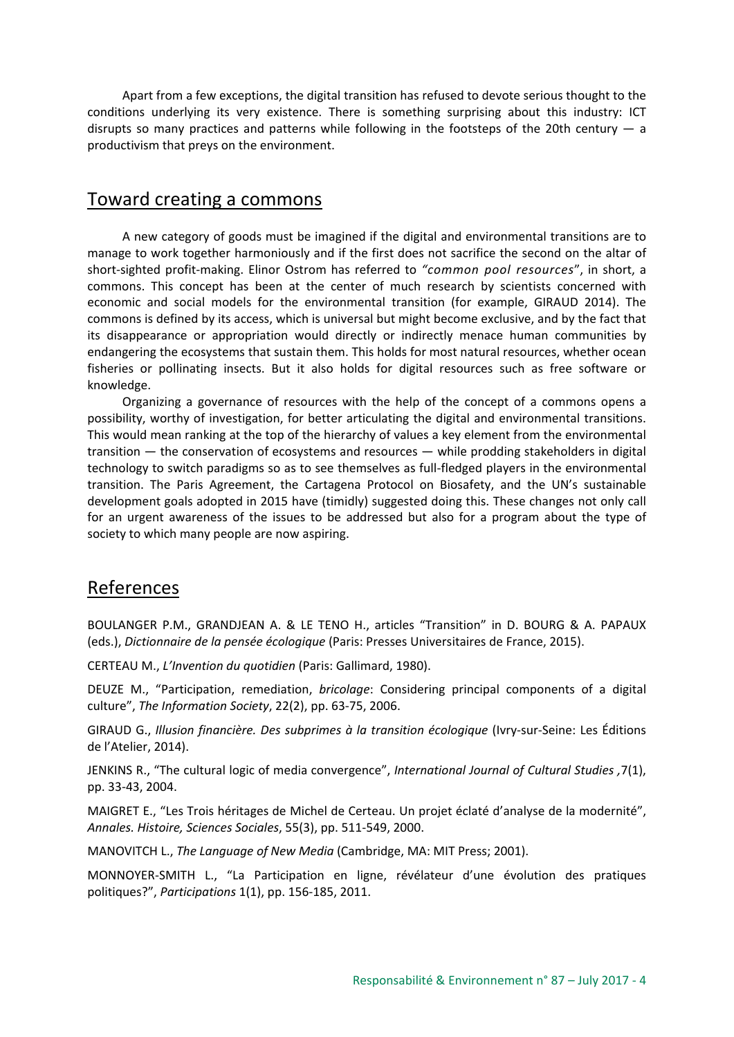Apart from a few exceptions, the digital transition has refused to devote serious thought to the conditions underlying its very existence. There is something surprising about this industry: ICT disrupts so many practices and patterns while following in the footsteps of the 20th century — a productivism that preys on the environment.

## Toward creating a commons

A new category of goods must be imagined if the digital and environmental transitions are to manage to work together harmoniously and if the first does not sacrifice the second on the altar of short-sighted profit-making. Elinor Ostrom has referred to *"common pool resources"*, in short, a commons. This concept has been at the center of much research by scientists concerned with economic and social models for the environmental transition (for example, GIRAUD 2014). The commons is defined by its access, which is universal but might become exclusive, and by the fact that its disappearance or appropriation would directly or indirectly menace human communities by endangering the ecosystems that sustain them. This holds for most natural resources, whether ocean fisheries or pollinating insects. But it also holds for digital resources such as free software or knowledge.

Organizing a governance of resources with the help of the concept of a commons opens a possibility, worthy of investigation, for better articulating the digital and environmental transitions. This would mean ranking at the top of the hierarchy of values a key element from the environmental transition — the conservation of ecosystems and resources — while prodding stakeholders in digital technology to switch paradigms so as to see themselves as full-fledged players in the environmental transition. The Paris Agreement, the Cartagena Protocol on Biosafety, and the UN's sustainable development goals adopted in 2015 have (timidly) suggested doing this. These changes not only call for an urgent awareness of the issues to be addressed but also for a program about the type of society to which many people are now aspiring.

## References

BOULANGER P.M., GRANDJEAN A. & LE TENO H., articles "Transition" in D. BOURG & A. PAPAUX (eds.), *Dictionnaire de la pensée écologique* (Paris: Presses Universitaires de France, 2015).

CERTEAU M., *L'Invention du quotidien* (Paris: Gallimard, 1980).

DEUZE M., "Participation, remediation, *bricolage*: Considering principal components of a digital culture", *The Information Society*, 22(2), pp. 63-75, 2006.

GIRAUD G., *Illusion financière. Des subprimes à la transition écologique* (Ivry-sur-Seine: Les Éditions de l'Atelier, 2014).

JENKINS R., "The cultural logic of media convergence", *International Journal of Cultural Studies* ,7(1), pp. 33-43, 2004.

MAIGRET E., "Les Trois héritages de Michel de Certeau. Un projet éclaté d'analyse de la modernité", *Annales. Histoire, Sciences Sociales*, 55(3), pp. 511-549, 2000.

MANOVITCH L., *The Language of New Media* (Cambridge, MA: MIT Press; 2001).

MONNOYER-SMITH L., "La Participation en ligne, révélateur d'une évolution des pratiques politiques?", *Participations* 1(1), pp. 156-185, 2011.